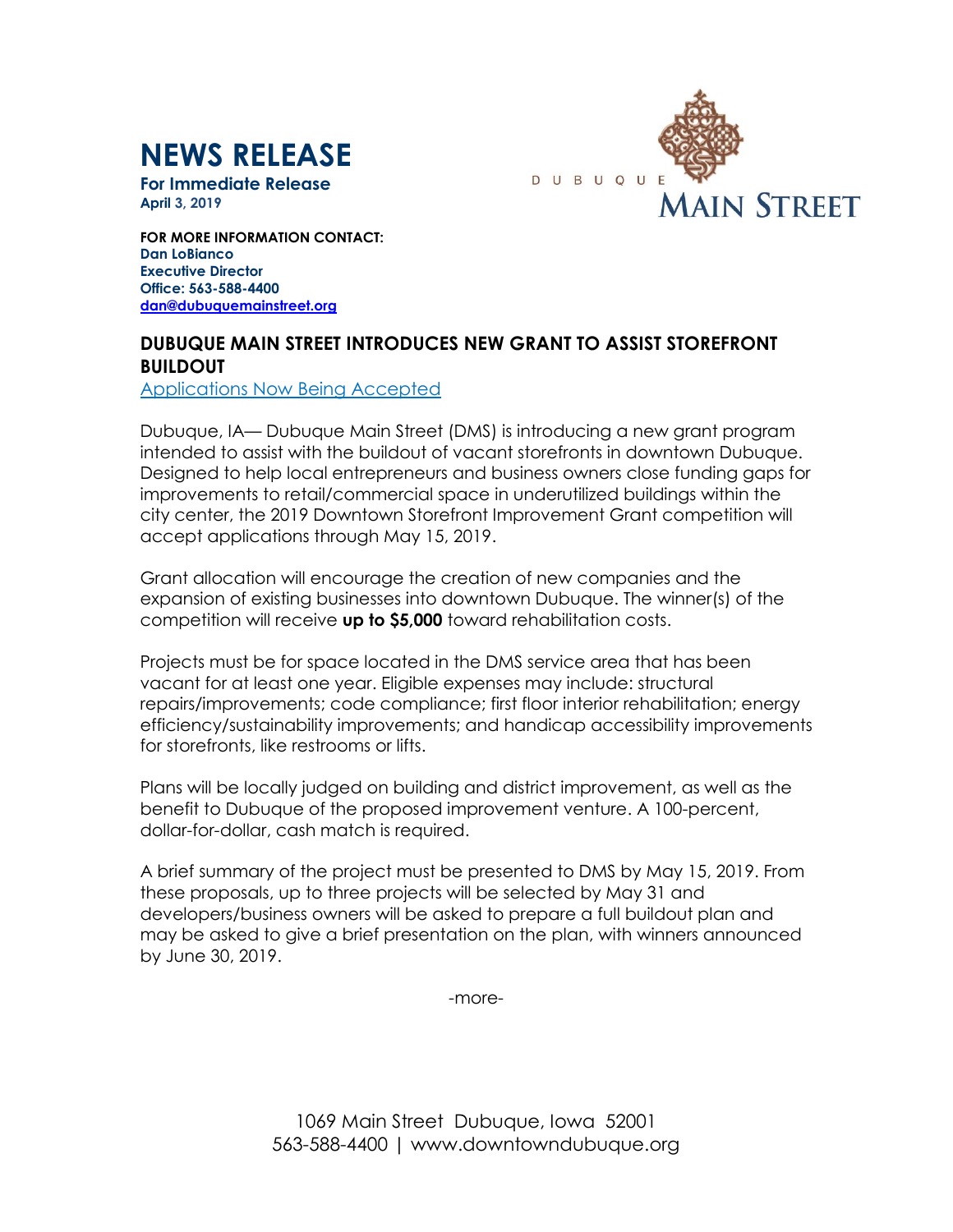# NEWS RELEASE

**For Immediate Release**
**April 3, 2019**

DUBUQUE MAIN STREET

**FOR MORE INFORMATION CONTACT:**
**Dan LoBianco**
**Executive Director**
**Office: 563-588-4400**
**dan@dubuquemainstreet.org**

## DUBUQUE MAIN STREET INTRODUCES NEW GRANT TO ASSIST STOREFRONT BUILDOUT

Applications Now Being Accepted

Dubuque, IA— Dubuque Main Street (DMS) is introducing a new grant program intended to assist with the buildout of vacant storefronts in downtown Dubuque. Designed to help local entrepreneurs and business owners close funding gaps for improvements to retail/commercial space in underutilized buildings within the city center, the 2019 Downtown Storefront Improvement Grant competition will accept applications through May 15, 2019.

Grant allocation will encourage the creation of new companies and the expansion of existing businesses into downtown Dubuque. The winner(s) of the competition will receive **up to $5,000** toward rehabilitation costs.

Projects must be for space located in the DMS service area that has been vacant for at least one year. Eligible expenses may include: structural repairs/improvements; code compliance; first floor interior rehabilitation; energy efficiency/sustainability improvements; and handicap accessibility improvements for storefronts, like restrooms or lifts.

Plans will be locally judged on building and district improvement, as well as the benefit to Dubuque of the proposed improvement venture. A 100-percent, dollar-for-dollar, cash match is required.

A brief summary of the project must be presented to DMS by May 15, 2019. From these proposals, up to three projects will be selected by May 31 and developers/business owners will be asked to prepare a full buildout plan and may be asked to give a brief presentation on the plan, with winners announced by June 30, 2019.

-more-

1069 Main Street Dubuque, Iowa 52001
563-588-4400 | www.downtowndubuque.org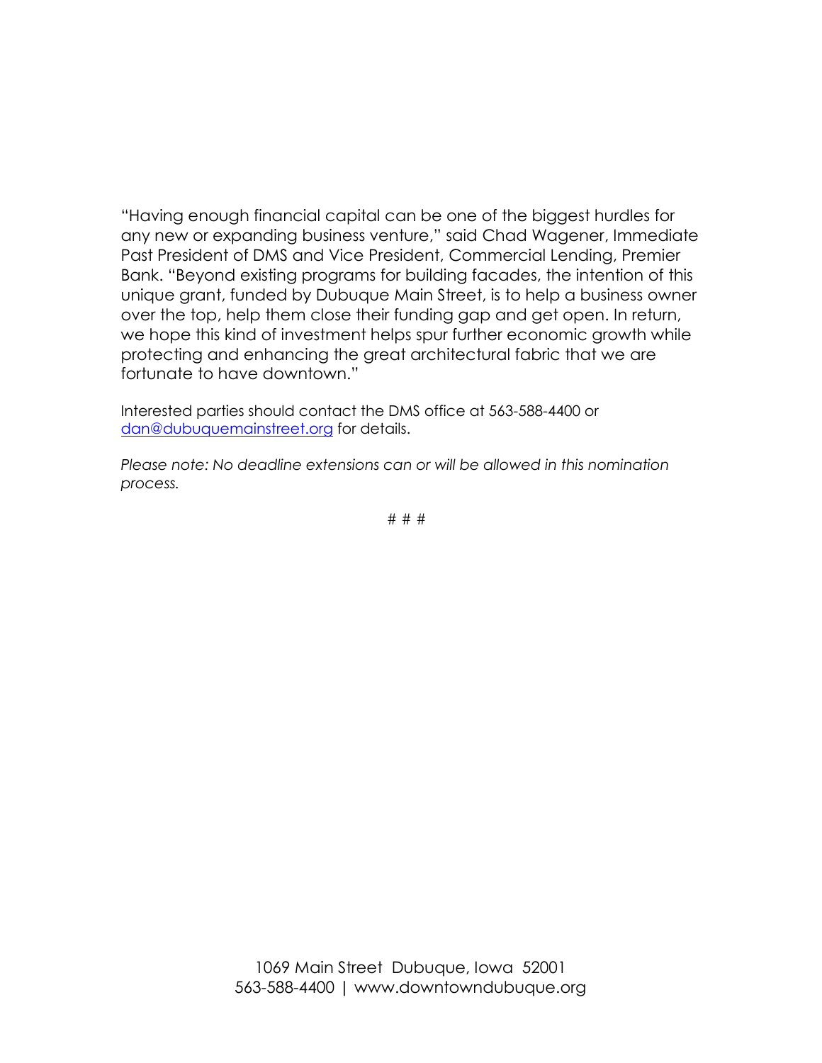"Having enough financial capital can be one of the biggest hurdles for any new or expanding business venture," said Chad Wagener, Immediate Past President of DMS and Vice President, Commercial Lending, Premier Bank. "Beyond existing programs for building facades, the intention of this unique grant, funded by Dubuque Main Street, is to help a business owner over the top, help them close their funding gap and get open. In return, we hope this kind of investment helps spur further economic growth while protecting and enhancing the great architectural fabric that we are fortunate to have downtown."

Interested parties should contact the DMS office at 563-588-4400 or [dan@dubuquemainstreet.org](mailto:dan@dubuquemainstreet.org) for details.

*Please note: No deadline extensions can or will be allowed in this nomination process.*

# # #